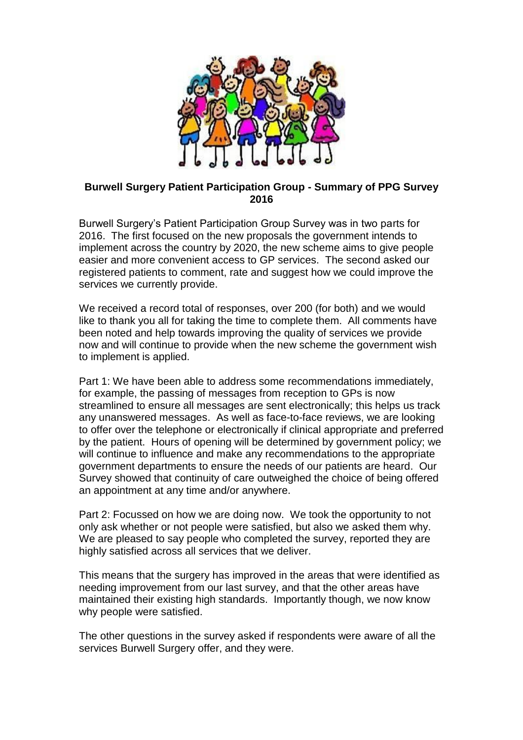**Burwell Surgery Patient Participation Group - Summary of PPG Survey 2016**

Burwell Surgery's Patient Participation Group Survey was in two parts for 2016. The first focused on the new proposals the government intends to implement across the country by 2020, the new scheme aims to give people easier and more convenient access to GP services. The second asked our registered patients to comment, rate and suggest how we could improve the services we currently provide.

We received a record total of responses, over 200 (for both) and we would like to thank you all for taking the time to complete them. All comments have been noted and help towards improving the quality of services we provide now and will continue to provide when the new scheme the government wish to implement is applied.

Part 1: We have been able to address some recommendations immediately, for example, the passing of messages from reception to GPs is now streamlined to ensure all messages are sent electronically; this helps us track any unanswered messages. As well as face-to-face reviews, we are looking to offer over the telephone or electronically if clinical appropriate and preferred by the patient. Hours of opening will be determined by government policy; we will continue to influence and make any recommendations to the appropriate government departments to ensure the needs of our patients are heard. Our Survey showed that continuity of care outweighed the choice of being offered an appointment at any time and/or anywhere.

Part 2: Focussed on how we are doing now. We took the opportunity to not only ask whether or not people were satisfied, but also we asked them why. We are pleased to say people who completed the survey, reported they are highly satisfied across all services that we deliver.

This means that the surgery has improved in the areas that were identified as needing improvement from our last survey, and that the other areas have maintained their existing high standards. Importantly though, we now know why people were satisfied.

The other questions in the survey asked if respondents were aware of all the services Burwell Surgery offer, and they were.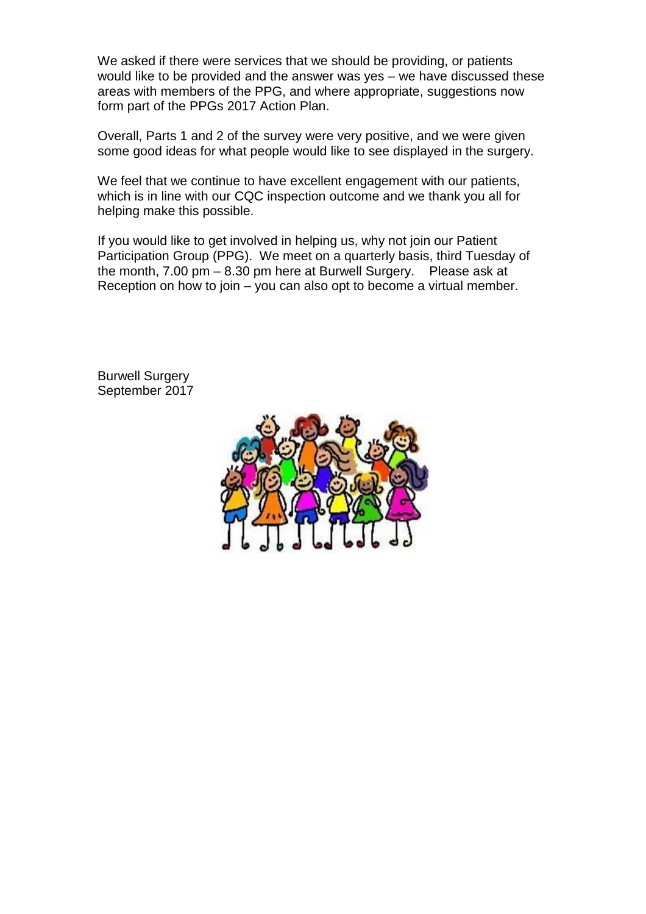We asked if there were services that we should be providing, or patients would like to be provided and the answer was yes – we have discussed these areas with members of the PPG, and where appropriate, suggestions now form part of the PPGs 2017 Action Plan.

Overall, Parts 1 and 2 of the survey were very positive, and we were given some good ideas for what people would like to see displayed in the surgery.

We feel that we continue to have excellent engagement with our patients, which is in line with our CQC inspection outcome and we thank you all for helping make this possible.

If you would like to get involved in helping us, why not join our Patient Participation Group (PPG). We meet on a quarterly basis, third Tuesday of the month, 7.00 pm – 8.30 pm here at Burwell Surgery. Please ask at Reception on how to join – you can also opt to become a virtual member.

Burwell Surgery
September 2017